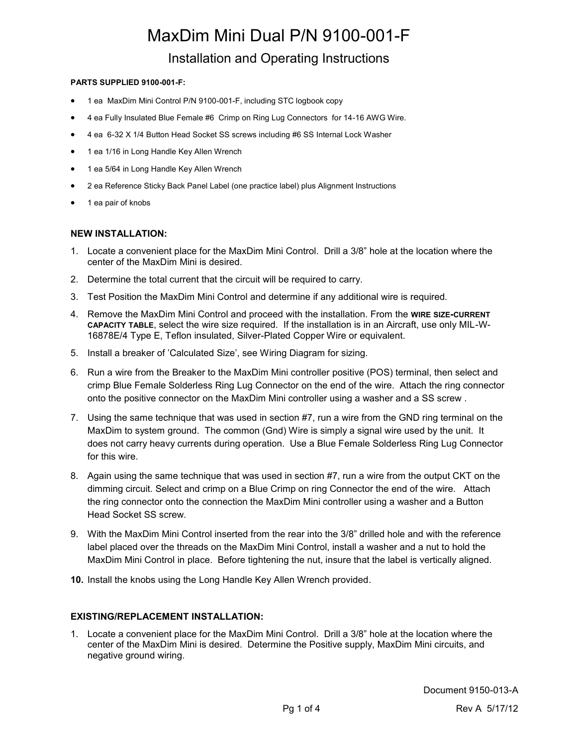# MaxDim Mini Dual P/N 9100-001-F

## Installation and Operating Instructions

**PARTS SUPPLIED 9100-001-F:**

- 1 ea MaxDim Mini Control P/N 9100-001-F, including STC logbook copy
- 4 ea Fully Insulated Blue Female #6 Crimp on Ring Lug Connectors for 14-16 AWG Wire.
- 4 ea 6-32 X 1/4 Button Head Socket SS screws including #6 SS Internal Lock Washer
- 1 ea 1/16 in Long Handle Key Allen Wrench
- 1 ea 5/64 in Long Handle Key Allen Wrench
- 2 ea Reference Sticky Back Panel Label (one practice label) plus Alignment Instructions
- 1 ea pair of knobs

### NEW INSTALLATION:

1. Locate a convenient place for the MaxDim Mini Control. Drill a 3/8" hole at the location where the center of the MaxDim Mini is desired.
2. Determine the total current that the circuit will be required to carry.
3. Test Position the MaxDim Mini Control and determine if any additional wire is required.
4. Remove the MaxDim Mini Control and proceed with the installation. From the **WIRE SIZE-CURRENT CAPACITY TABLE**, select the wire size required. If the installation is in an Aircraft, use only MIL-W-16878E/4 Type E, Teflon insulated, Silver-Plated Copper Wire or equivalent.
5. Install a breaker of 'Calculated Size', see Wiring Diagram for sizing.
6. Run a wire from the Breaker to the MaxDim Mini controller positive (POS) terminal, then select and crimp Blue Female Solderless Ring Lug Connector on the end of the wire. Attach the ring connector onto the positive connector on the MaxDim Mini controller using a washer and a SS screw .
7. Using the same technique that was used in section #7, run a wire from the GND ring terminal on the MaxDim to system ground. The common (Gnd) Wire is simply a signal wire used by the unit. It does not carry heavy currents during operation. Use a Blue Female Solderless Ring Lug Connector for this wire.
8. Again using the same technique that was used in section #7, run a wire from the output CKT on the dimming circuit. Select and crimp on a Blue Crimp on ring Connector the end of the wire. Attach the ring connector onto the connection the MaxDim Mini controller using a washer and a Button Head Socket SS screw.
9. With the MaxDim Mini Control inserted from the rear into the 3/8" drilled hole and with the reference label placed over the threads on the MaxDim Mini Control, install a washer and a nut to hold the MaxDim Mini Control in place. Before tightening the nut, insure that the label is vertically aligned.
10. Install the knobs using the Long Handle Key Allen Wrench provided.

### EXISTING/REPLACEMENT INSTALLATION:

1. Locate a convenient place for the MaxDim Mini Control. Drill a 3/8" hole at the location where the center of the MaxDim Mini is desired. Determine the Positive supply, MaxDim Mini circuits, and negative ground wiring.

Document 9150-013-A

Rev A 5/17/12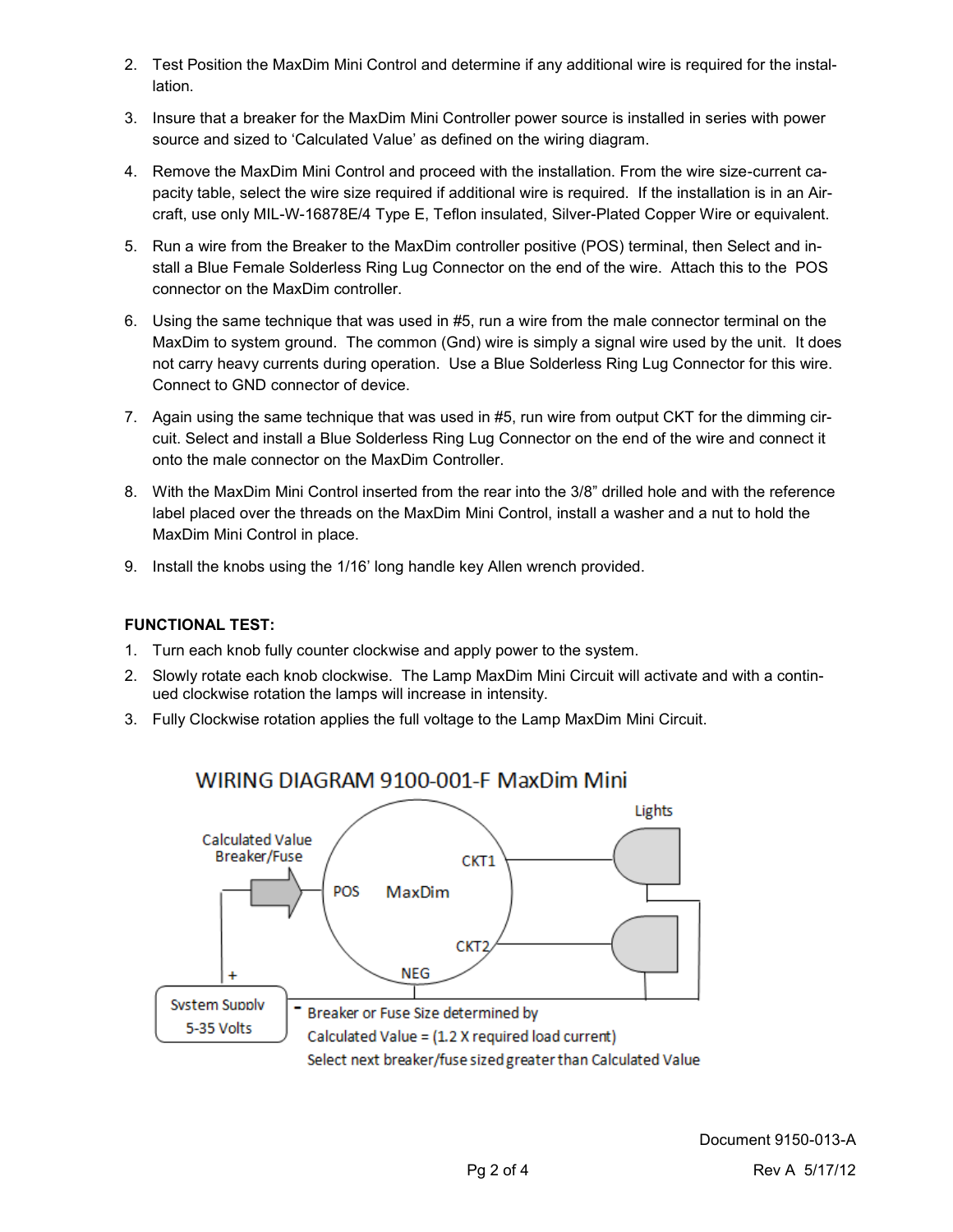2. Test Position the MaxDim Mini Control and determine if any additional wire is required for the installation.
3. Insure that a breaker for the MaxDim Mini Controller power source is installed in series with power source and sized to 'Calculated Value' as defined on the wiring diagram.
4. Remove the MaxDim Mini Control and proceed with the installation. From the wire size-current capacity table, select the wire size required if additional wire is required. If the installation is in an Aircraft, use only MIL-W-16878E/4 Type E, Teflon insulated, Silver-Plated Copper Wire or equivalent.
5. Run a wire from the Breaker to the MaxDim controller positive (POS) terminal, then Select and install a Blue Female Solderless Ring Lug Connector on the end of the wire. Attach this to the POS connector on the MaxDim controller.
6. Using the same technique that was used in #5, run a wire from the male connector terminal on the MaxDim to system ground. The common (Gnd) wire is simply a signal wire used by the unit. It does not carry heavy currents during operation. Use a Blue Solderless Ring Lug Connector for this wire. Connect to GND connector of device.
7. Again using the same technique that was used in #5, run wire from output CKT for the dimming circuit. Select and install a Blue Solderless Ring Lug Connector on the end of the wire and connect it onto the male connector on the MaxDim Controller.
8. With the MaxDim Mini Control inserted from the rear into the 3/8" drilled hole and with the reference label placed over the threads on the MaxDim Mini Control, install a washer and a nut to hold the MaxDim Mini Control in place.
9. Install the knobs using the 1/16' long handle key Allen wrench provided.

**FUNCTIONAL TEST:**

1. Turn each knob fully counter clockwise and apply power to the system.
2. Slowly rotate each knob clockwise. The Lamp MaxDim Mini Circuit will activate and with a continued clockwise rotation the lamps will increase in intensity.
3. Fully Clockwise rotation applies the full voltage to the Lamp MaxDim Mini Circuit.

WIRING DIAGRAM 9100-001-F MaxDim Mini

Calculated Value Breaker/Fuse

POS MaxDim CKT1 CKT2 NEG

Lights

System Supply 5-35 Volts

Breaker or Fuse Size determined by

Calculated Value = (1.2 X required load current)

Select next breaker/fuse sized greater than Calculated Value

Document 9150-013-A

Rev A 5/17/12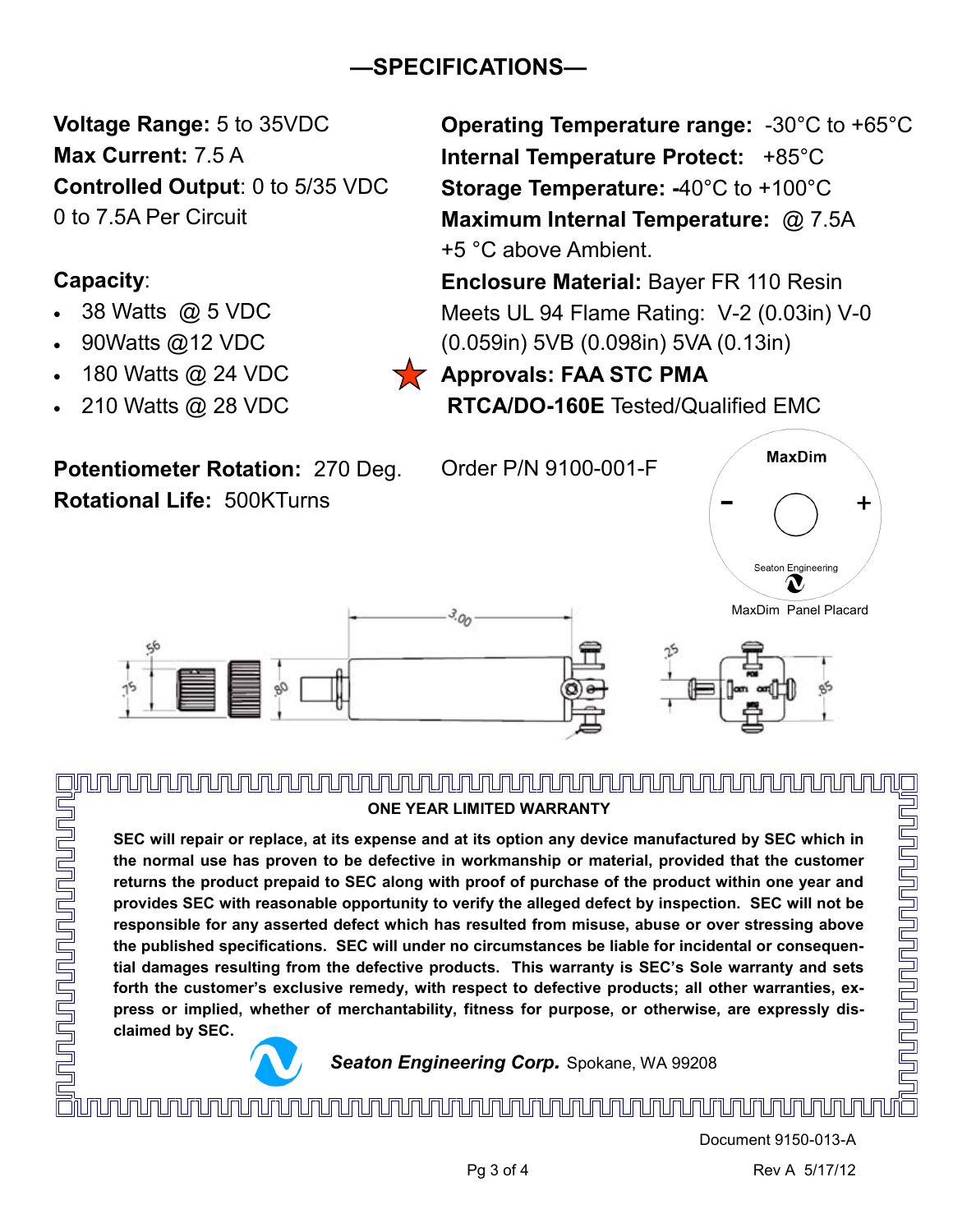# —SPECIFICATIONS—

**Voltage Range:** 5 to 35VDC
**Max Current:** 7.5 A
**Controlled Output**: 0 to 5/35 VDC
0 to 7.5A Per Circuit

**Capacity**:

- 38 Watts @ 5 VDC
- 90Watts @12 VDC
- 180 Watts @ 24 VDC
- 210 Watts @ 28 VDC

**Potentiometer Rotation:** 270 Deg.
**Rotational Life:** 500KTurns

**Operating Temperature range:** -30°C to +65°C
**Internal Temperature Protect:** +85°C
**Storage Temperature: -**40°C to +100°C
**Maximum Internal Temperature:** @ 7.5A +5 °C above Ambient.
**Enclosure Material:** Bayer FR 110 Resin
Meets UL 94 Flame Rating: V-2 (0.03in) V-0 (0.059in) 5VB (0.098in) 5VA (0.13in)
**Approvals: FAA STC PMA**
**RTCA/DO-160E** Tested/Qualified EMC

Order P/N 9100-001-F

MaxDim
\- +
Seaton Engineering

MaxDim Panel Placard

.56 .75 .80 3.00 .25 .85

**ONE YEAR LIMITED WARRANTY**

**SEC will repair or replace, at its expense and at its option any device manufactured by SEC which in the normal use has proven to be defective in workmanship or material, provided that the customer returns the product prepaid to SEC along with proof of purchase of the product within one year and provides SEC with reasonable opportunity to verify the alleged defect by inspection. SEC will not be responsible for any asserted defect which has resulted from misuse, abuse or over stressing above the published specifications. SEC will under no circumstances be liable for incidental or consequential damages resulting from the defective products. This warranty is SEC's Sole warranty and sets forth the customer's exclusive remedy, with respect to defective products; all other warranties, express or implied, whether of merchantability, fitness for purpose, or otherwise, are expressly disclaimed by SEC.**

***Seaton Engineering Corp.*** Spokane, WA 99208

Document 9150-013-A

Rev A 5/17/12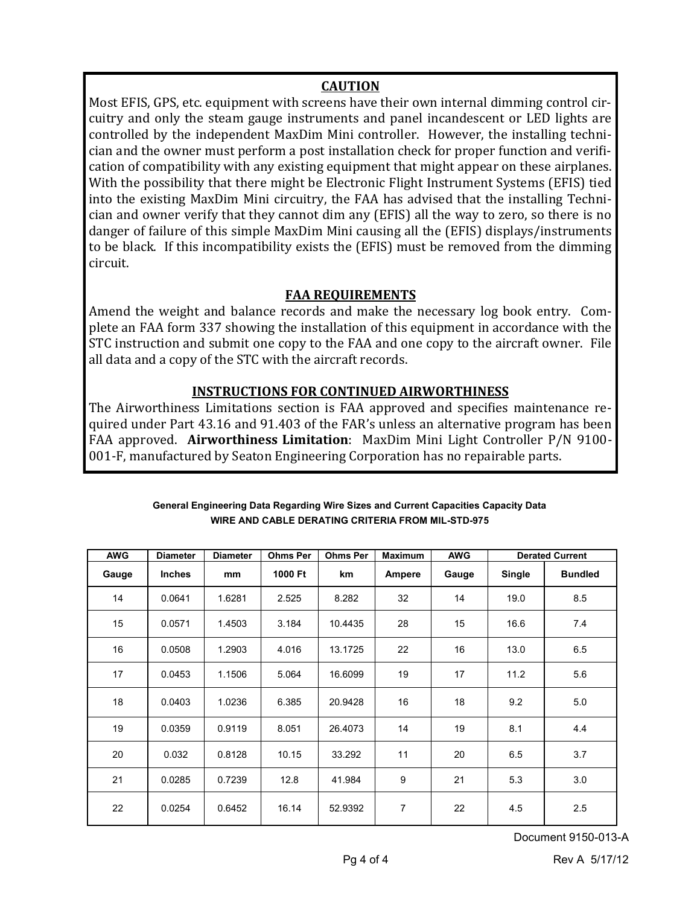## CAUTION

Most EFIS, GPS, etc. equipment with screens have their own internal dimming control circuitry and only the steam gauge instruments and panel incandescent or LED lights are controlled by the independent MaxDim Mini controller. However, the installing technician and the owner must perform a post installation check for proper function and verification of compatibility with any existing equipment that might appear on these airplanes. With the possibility that there might be Electronic Flight Instrument Systems (EFIS) tied into the existing MaxDim Mini circuitry, the FAA has advised that the installing Technician and owner verify that they cannot dim any (EFIS) all the way to zero, so there is no danger of failure of this simple MaxDim Mini causing all the (EFIS) displays/instruments to be black. If this incompatibility exists the (EFIS) must be removed from the dimming circuit.

## FAA REQUIREMENTS

Amend the weight and balance records and make the necessary log book entry. Complete an FAA form 337 showing the installation of this equipment in accordance with the STC instruction and submit one copy to the FAA and one copy to the aircraft owner. File all data and a copy of the STC with the aircraft records.

## INSTRUCTIONS FOR CONTINUED AIRWORTHINESS

The Airworthiness Limitations section is FAA approved and specifies maintenance required under Part 43.16 and 91.403 of the FAR's unless an alternative program has been FAA approved. **Airworthiness Limitation**: MaxDim Mini Light Controller P/N 9100-001-F, manufactured by Seaton Engineering Corporation has no repairable parts.

**General Engineering Data Regarding Wire Sizes and Current Capacities Capacity Data**
**WIRE AND CABLE DERATING CRITERIA FROM MIL-STD-975**

| AWG | Diameter | Diameter | Ohms Per | Ohms Per | Maximum | AWG | Derated Current | |
|---|---|---|---|---|---|---|---|---|
| Gauge | Inches | mm | 1000 Ft | km | Ampere | Gauge | Single | Bundled |
| 14 | 0.0641 | 1.6281 | 2.525 | 8.282 | 32 | 14 | 19.0 | 8.5 |
| 15 | 0.0571 | 1.4503 | 3.184 | 10.4435 | 28 | 15 | 16.6 | 7.4 |
| 16 | 0.0508 | 1.2903 | 4.016 | 13.1725 | 22 | 16 | 13.0 | 6.5 |
| 17 | 0.0453 | 1.1506 | 5.064 | 16.6099 | 19 | 17 | 11.2 | 5.6 |
| 18 | 0.0403 | 1.0236 | 6.385 | 20.9428 | 16 | 18 | 9.2 | 5.0 |
| 19 | 0.0359 | 0.9119 | 8.051 | 26.4073 | 14 | 19 | 8.1 | 4.4 |
| 20 | 0.032 | 0.8128 | 10.15 | 33.292 | 11 | 20 | 6.5 | 3.7 |
| 21 | 0.0285 | 0.7239 | 12.8 | 41.984 | 9 | 21 | 5.3 | 3.0 |
| 22 | 0.0254 | 0.6452 | 16.14 | 52.9392 | 7 | 22 | 4.5 | 2.5 |

Document 9150-013-A

Rev A 5/17/12